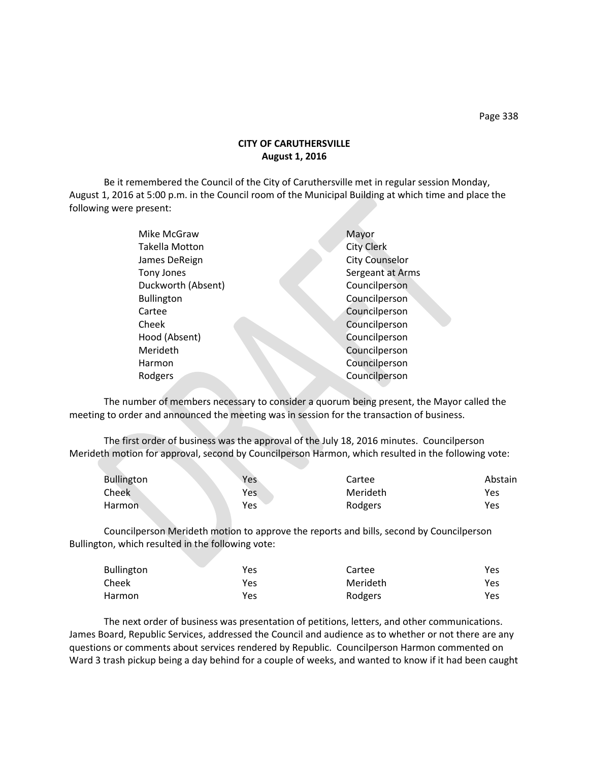**CITY OF CARUTHERSVILLE**
**August 1, 2016**

Be it remembered the Council of the City of Caruthersville met in regular session Monday, August 1, 2016 at 5:00 p.m. in the Council room of the Municipal Building at which time and place the following were present:

| | |
|---|---|
| Mike McGraw | Mayor |
| Takella Motton | City Clerk |
| James DeReign | City Counselor |
| Tony Jones | Sergeant at Arms |
| Duckworth (Absent) | Councilperson |
| Bullington | Councilperson |
| Cartee | Councilperson |
| Cheek | Councilperson |
| Hood (Absent) | Councilperson |
| Merideth | Councilperson |
| Harmon | Councilperson |
| Rodgers | Councilperson |

The number of members necessary to consider a quorum being present, the Mayor called the meeting to order and announced the meeting was in session for the transaction of business.

The first order of business was the approval of the July 18, 2016 minutes. Councilperson Merideth motion for approval, second by Councilperson Harmon, which resulted in the following vote:

| | | | |
|---|---|---|---|
| Bullington | Yes | Cartee | Abstain |
| Cheek | Yes | Merideth | Yes |
| Harmon | Yes | Rodgers | Yes |

Councilperson Merideth motion to approve the reports and bills, second by Councilperson Bullington, which resulted in the following vote:

| | | | |
|---|---|---|---|
| Bullington | Yes | Cartee | Yes |
| Cheek | Yes | Merideth | Yes |
| Harmon | Yes | Rodgers | Yes |

The next order of business was presentation of petitions, letters, and other communications. James Board, Republic Services, addressed the Council and audience as to whether or not there are any questions or comments about services rendered by Republic. Councilperson Harmon commented on Ward 3 trash pickup being a day behind for a couple of weeks, and wanted to know if it had been caught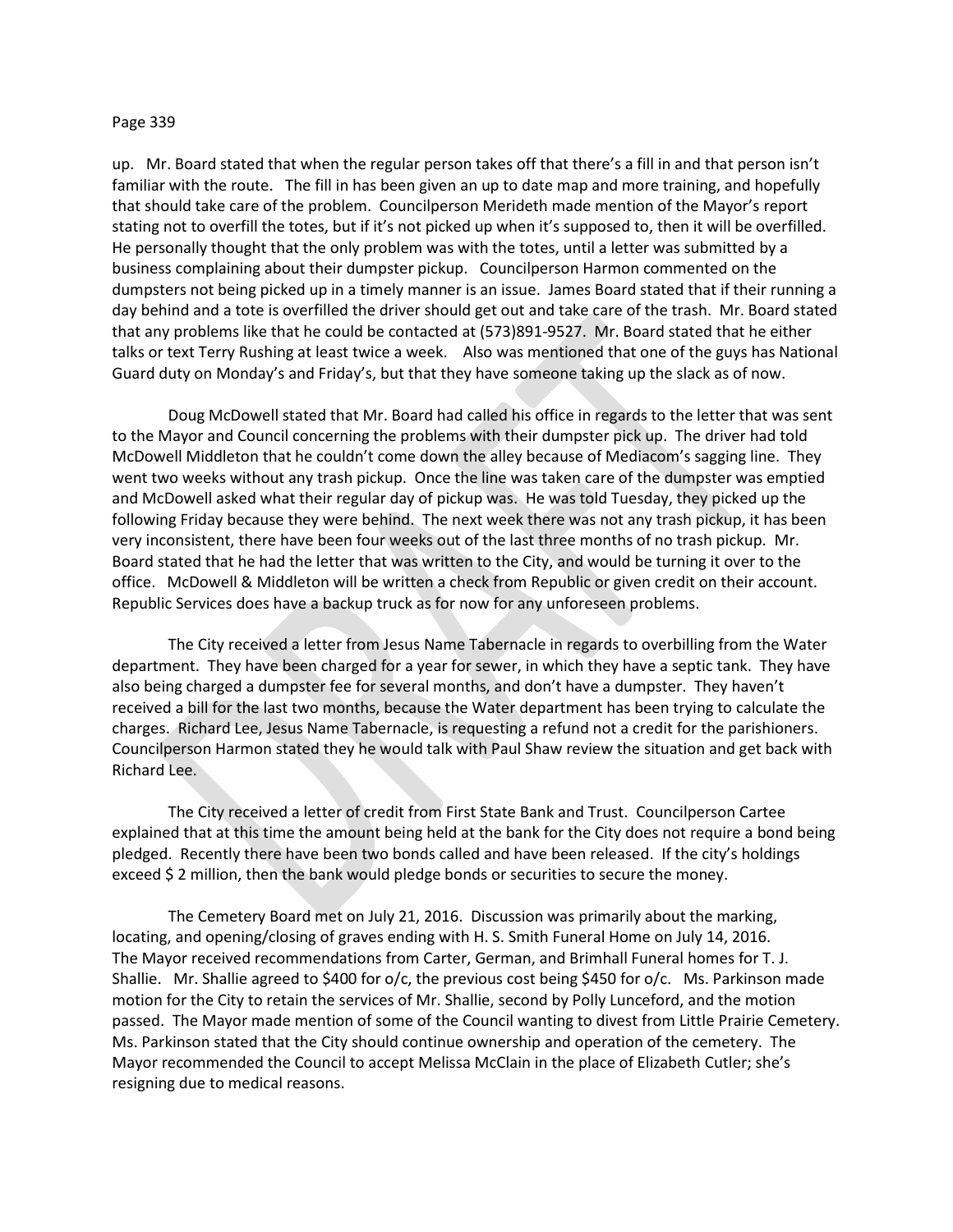up. Mr. Board stated that when the regular person takes off that there's a fill in and that person isn't familiar with the route. The fill in has been given an up to date map and more training, and hopefully that should take care of the problem. Councilperson Merideth made mention of the Mayor's report stating not to overfill the totes, but if it's not picked up when it's supposed to, then it will be overfilled. He personally thought that the only problem was with the totes, until a letter was submitted by a business complaining about their dumpster pickup. Councilperson Harmon commented on the dumpsters not being picked up in a timely manner is an issue. James Board stated that if their running a day behind and a tote is overfilled the driver should get out and take care of the trash. Mr. Board stated that any problems like that he could be contacted at (573)891-9527. Mr. Board stated that he either talks or text Terry Rushing at least twice a week. Also was mentioned that one of the guys has National Guard duty on Monday's and Friday's, but that they have someone taking up the slack as of now.

Doug McDowell stated that Mr. Board had called his office in regards to the letter that was sent to the Mayor and Council concerning the problems with their dumpster pick up. The driver had told McDowell Middleton that he couldn't come down the alley because of Mediacom's sagging line. They went two weeks without any trash pickup. Once the line was taken care of the dumpster was emptied and McDowell asked what their regular day of pickup was. He was told Tuesday, they picked up the following Friday because they were behind. The next week there was not any trash pickup, it has been very inconsistent, there have been four weeks out of the last three months of no trash pickup. Mr. Board stated that he had the letter that was written to the City, and would be turning it over to the office. McDowell & Middleton will be written a check from Republic or given credit on their account. Republic Services does have a backup truck as for now for any unforeseen problems.

The City received a letter from Jesus Name Tabernacle in regards to overbilling from the Water department. They have been charged for a year for sewer, in which they have a septic tank. They have also being charged a dumpster fee for several months, and don't have a dumpster. They haven't received a bill for the last two months, because the Water department has been trying to calculate the charges. Richard Lee, Jesus Name Tabernacle, is requesting a refund not a credit for the parishioners. Councilperson Harmon stated they he would talk with Paul Shaw review the situation and get back with Richard Lee.

The City received a letter of credit from First State Bank and Trust. Councilperson Cartee explained that at this time the amount being held at the bank for the City does not require a bond being pledged. Recently there have been two bonds called and have been released. If the city's holdings exceed $ 2 million, then the bank would pledge bonds or securities to secure the money.

The Cemetery Board met on July 21, 2016. Discussion was primarily about the marking, locating, and opening/closing of graves ending with H. S. Smith Funeral Home on July 14, 2016. The Mayor received recommendations from Carter, German, and Brimhall Funeral homes for T. J. Shallie. Mr. Shallie agreed to $400 for o/c, the previous cost being $450 for o/c. Ms. Parkinson made motion for the City to retain the services of Mr. Shallie, second by Polly Lunceford, and the motion passed. The Mayor made mention of some of the Council wanting to divest from Little Prairie Cemetery. Ms. Parkinson stated that the City should continue ownership and operation of the cemetery. The Mayor recommended the Council to accept Melissa McClain in the place of Elizabeth Cutler; she's resigning due to medical reasons.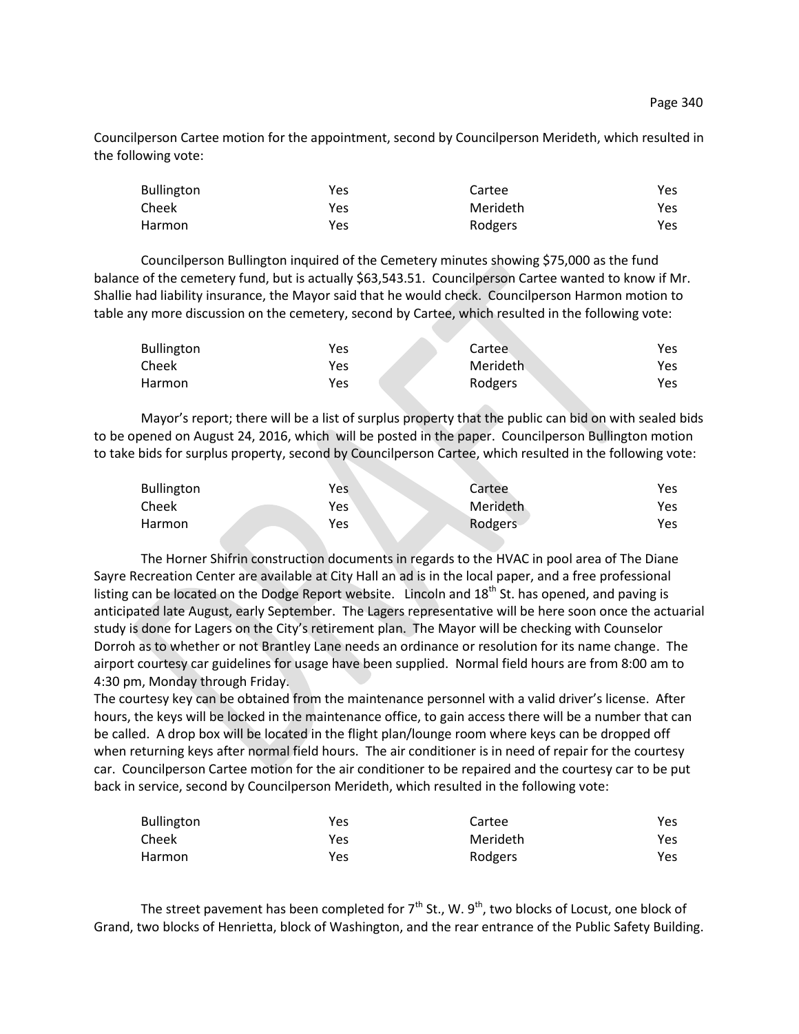Councilperson Cartee motion for the appointment, second by Councilperson Merideth, which resulted in the following vote:

| | | | |
|---|---|---|---|
| Bullington | Yes | Cartee | Yes |
| Cheek | Yes | Merideth | Yes |
| Harmon | Yes | Rodgers | Yes |

Councilperson Bullington inquired of the Cemetery minutes showing $75,000 as the fund balance of the cemetery fund, but is actually $63,543.51. Councilperson Cartee wanted to know if Mr. Shallie had liability insurance, the Mayor said that he would check. Councilperson Harmon motion to table any more discussion on the cemetery, second by Cartee, which resulted in the following vote:

| | | | |
|---|---|---|---|
| Bullington | Yes | Cartee | Yes |
| Cheek | Yes | Merideth | Yes |
| Harmon | Yes | Rodgers | Yes |

Mayor's report; there will be a list of surplus property that the public can bid on with sealed bids to be opened on August 24, 2016, which will be posted in the paper. Councilperson Bullington motion to take bids for surplus property, second by Councilperson Cartee, which resulted in the following vote:

| | | | |
|---|---|---|---|
| Bullington | Yes | Cartee | Yes |
| Cheek | Yes | Merideth | Yes |
| Harmon | Yes | Rodgers | Yes |

The Horner Shifrin construction documents in regards to the HVAC in pool area of The Diane Sayre Recreation Center are available at City Hall an ad is in the local paper, and a free professional listing can be located on the Dodge Report website. Lincoln and 18th St. has opened, and paving is anticipated late August, early September. The Lagers representative will be here soon once the actuarial study is done for Lagers on the City's retirement plan. The Mayor will be checking with Counselor Dorroh as to whether or not Brantley Lane needs an ordinance or resolution for its name change. The airport courtesy car guidelines for usage have been supplied. Normal field hours are from 8:00 am to 4:30 pm, Monday through Friday.

The courtesy key can be obtained from the maintenance personnel with a valid driver's license. After hours, the keys will be locked in the maintenance office, to gain access there will be a number that can be called. A drop box will be located in the flight plan/lounge room where keys can be dropped off when returning keys after normal field hours. The air conditioner is in need of repair for the courtesy car. Councilperson Cartee motion for the air conditioner to be repaired and the courtesy car to be put back in service, second by Councilperson Merideth, which resulted in the following vote:

| | | | |
|---|---|---|---|
| Bullington | Yes | Cartee | Yes |
| Cheek | Yes | Merideth | Yes |
| Harmon | Yes | Rodgers | Yes |

The street pavement has been completed for 7th St., W. 9th, two blocks of Locust, one block of Grand, two blocks of Henrietta, block of Washington, and the rear entrance of the Public Safety Building.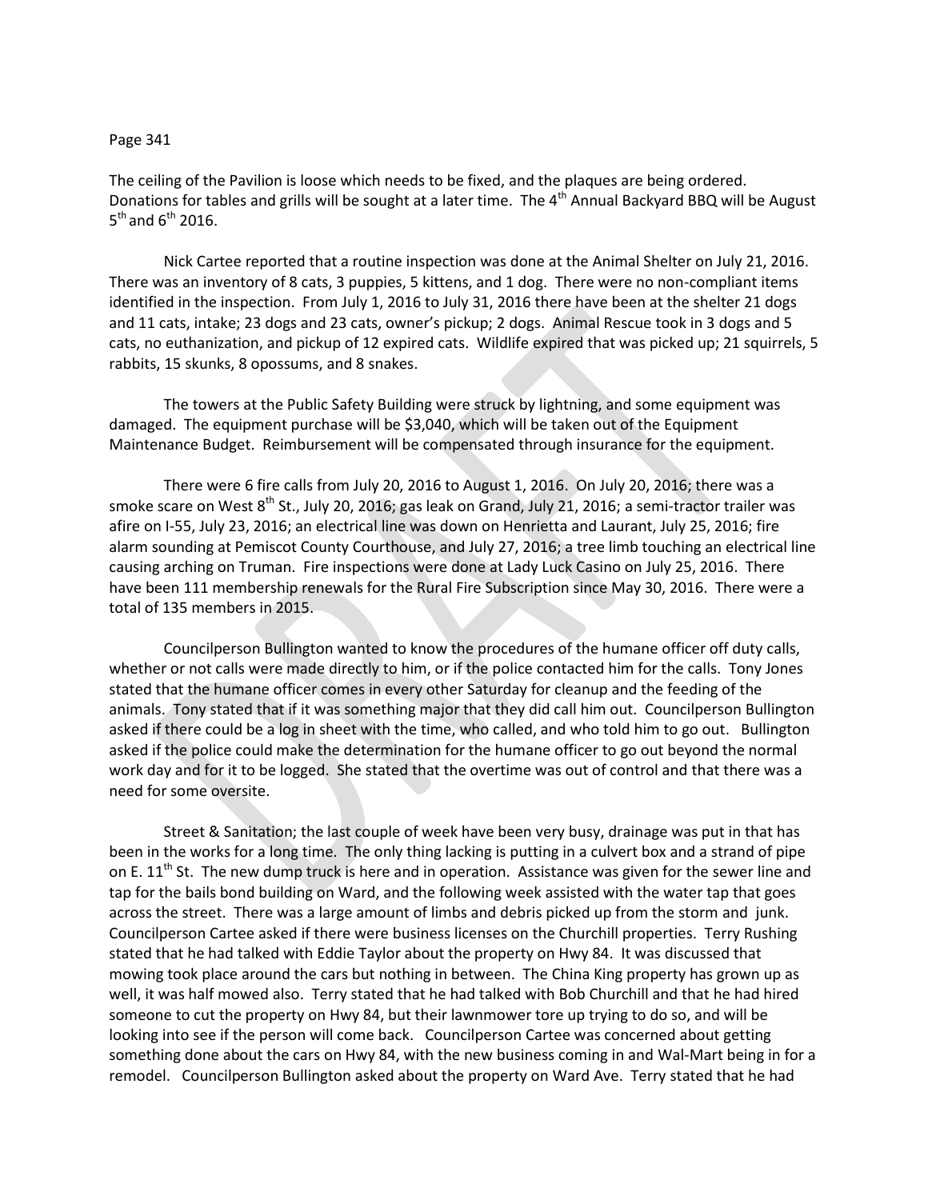The ceiling of the Pavilion is loose which needs to be fixed, and the plaques are being ordered. Donations for tables and grills will be sought at a later time. The 4th Annual Backyard BBQ will be August 5th and 6th 2016.

Nick Cartee reported that a routine inspection was done at the Animal Shelter on July 21, 2016. There was an inventory of 8 cats, 3 puppies, 5 kittens, and 1 dog. There were no non-compliant items identified in the inspection. From July 1, 2016 to July 31, 2016 there have been at the shelter 21 dogs and 11 cats, intake; 23 dogs and 23 cats, owner's pickup; 2 dogs. Animal Rescue took in 3 dogs and 5 cats, no euthanization, and pickup of 12 expired cats. Wildlife expired that was picked up; 21 squirrels, 5 rabbits, 15 skunks, 8 opossums, and 8 snakes.

The towers at the Public Safety Building were struck by lightning, and some equipment was damaged. The equipment purchase will be $3,040, which will be taken out of the Equipment Maintenance Budget. Reimbursement will be compensated through insurance for the equipment.

There were 6 fire calls from July 20, 2016 to August 1, 2016. On July 20, 2016; there was a smoke scare on West 8th St., July 20, 2016; gas leak on Grand, July 21, 2016; a semi-tractor trailer was afire on I-55, July 23, 2016; an electrical line was down on Henrietta and Laurant, July 25, 2016; fire alarm sounding at Pemiscot County Courthouse, and July 27, 2016; a tree limb touching an electrical line causing arching on Truman. Fire inspections were done at Lady Luck Casino on July 25, 2016. There have been 111 membership renewals for the Rural Fire Subscription since May 30, 2016. There were a total of 135 members in 2015.

Councilperson Bullington wanted to know the procedures of the humane officer off duty calls, whether or not calls were made directly to him, or if the police contacted him for the calls. Tony Jones stated that the humane officer comes in every other Saturday for cleanup and the feeding of the animals. Tony stated that if it was something major that they did call him out. Councilperson Bullington asked if there could be a log in sheet with the time, who called, and who told him to go out. Bullington asked if the police could make the determination for the humane officer to go out beyond the normal work day and for it to be logged. She stated that the overtime was out of control and that there was a need for some oversite.

Street & Sanitation; the last couple of week have been very busy, drainage was put in that has been in the works for a long time. The only thing lacking is putting in a culvert box and a strand of pipe on E. 11th St. The new dump truck is here and in operation. Assistance was given for the sewer line and tap for the bails bond building on Ward, and the following week assisted with the water tap that goes across the street. There was a large amount of limbs and debris picked up from the storm and junk. Councilperson Cartee asked if there were business licenses on the Churchill properties. Terry Rushing stated that he had talked with Eddie Taylor about the property on Hwy 84. It was discussed that mowing took place around the cars but nothing in between. The China King property has grown up as well, it was half mowed also. Terry stated that he had talked with Bob Churchill and that he had hired someone to cut the property on Hwy 84, but their lawnmower tore up trying to do so, and will be looking into see if the person will come back. Councilperson Cartee was concerned about getting something done about the cars on Hwy 84, with the new business coming in and Wal-Mart being in for a remodel. Councilperson Bullington asked about the property on Ward Ave. Terry stated that he had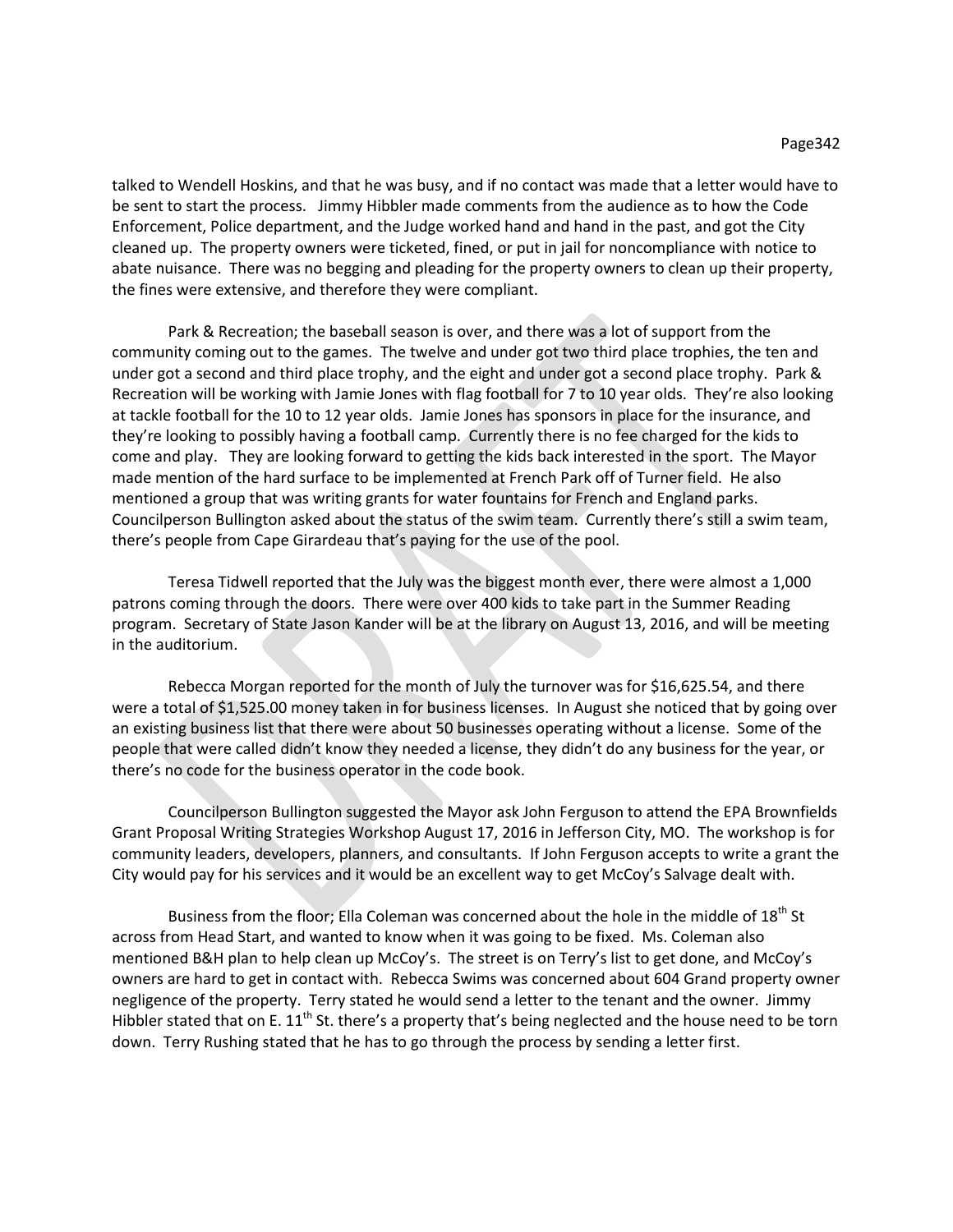talked to Wendell Hoskins, and that he was busy, and if no contact was made that a letter would have to be sent to start the process. Jimmy Hibbler made comments from the audience as to how the Code Enforcement, Police department, and the Judge worked hand and hand in the past, and got the City cleaned up. The property owners were ticketed, fined, or put in jail for noncompliance with notice to abate nuisance. There was no begging and pleading for the property owners to clean up their property, the fines were extensive, and therefore they were compliant.

Park & Recreation; the baseball season is over, and there was a lot of support from the community coming out to the games. The twelve and under got two third place trophies, the ten and under got a second and third place trophy, and the eight and under got a second place trophy. Park & Recreation will be working with Jamie Jones with flag football for 7 to 10 year olds. They're also looking at tackle football for the 10 to 12 year olds. Jamie Jones has sponsors in place for the insurance, and they're looking to possibly having a football camp. Currently there is no fee charged for the kids to come and play. They are looking forward to getting the kids back interested in the sport. The Mayor made mention of the hard surface to be implemented at French Park off of Turner field. He also mentioned a group that was writing grants for water fountains for French and England parks. Councilperson Bullington asked about the status of the swim team. Currently there's still a swim team, there's people from Cape Girardeau that's paying for the use of the pool.

Teresa Tidwell reported that the July was the biggest month ever, there were almost a 1,000 patrons coming through the doors. There were over 400 kids to take part in the Summer Reading program. Secretary of State Jason Kander will be at the library on August 13, 2016, and will be meeting in the auditorium.

Rebecca Morgan reported for the month of July the turnover was for $16,625.54, and there were a total of $1,525.00 money taken in for business licenses. In August she noticed that by going over an existing business list that there were about 50 businesses operating without a license. Some of the people that were called didn't know they needed a license, they didn't do any business for the year, or there's no code for the business operator in the code book.

Councilperson Bullington suggested the Mayor ask John Ferguson to attend the EPA Brownfields Grant Proposal Writing Strategies Workshop August 17, 2016 in Jefferson City, MO. The workshop is for community leaders, developers, planners, and consultants. If John Ferguson accepts to write a grant the City would pay for his services and it would be an excellent way to get McCoy's Salvage dealt with.

Business from the floor; Ella Coleman was concerned about the hole in the middle of 18th St across from Head Start, and wanted to know when it was going to be fixed. Ms. Coleman also mentioned B&H plan to help clean up McCoy's. The street is on Terry's list to get done, and McCoy's owners are hard to get in contact with. Rebecca Swims was concerned about 604 Grand property owner negligence of the property. Terry stated he would send a letter to the tenant and the owner. Jimmy Hibbler stated that on E. 11th St. there's a property that's being neglected and the house need to be torn down. Terry Rushing stated that he has to go through the process by sending a letter first.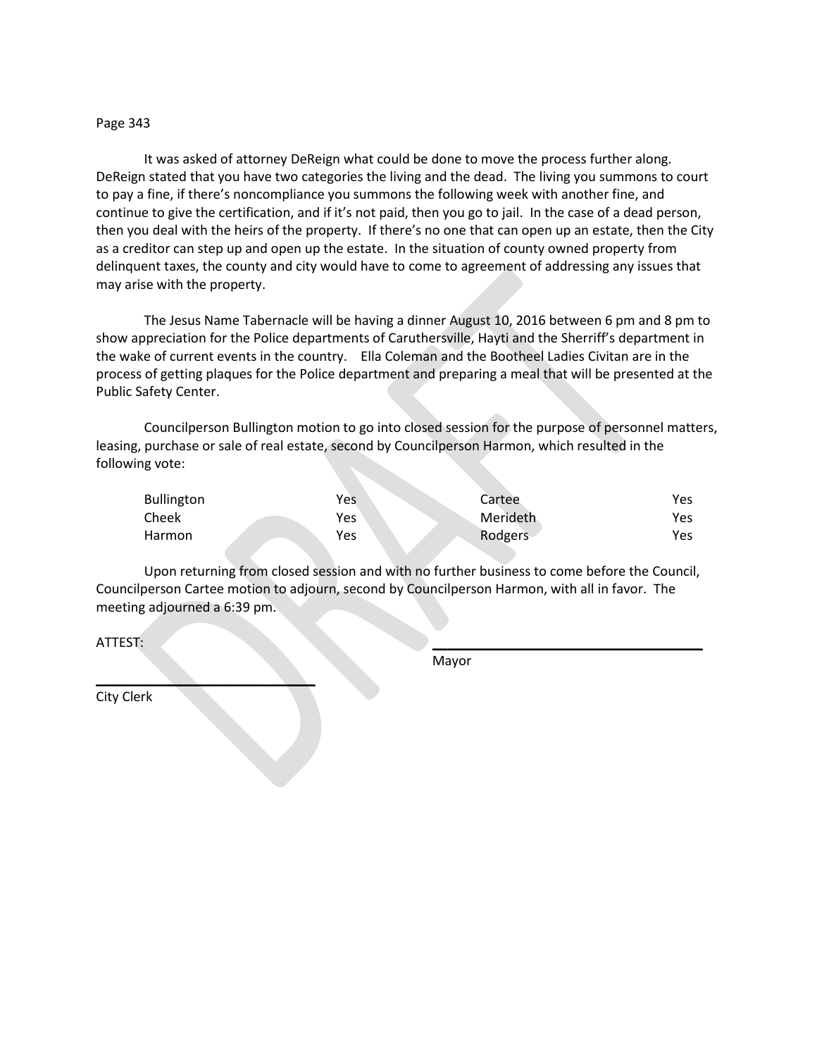It was asked of attorney DeReign what could be done to move the process further along. DeReign stated that you have two categories the living and the dead. The living you summons to court to pay a fine, if there's noncompliance you summons the following week with another fine, and continue to give the certification, and if it's not paid, then you go to jail. In the case of a dead person, then you deal with the heirs of the property. If there's no one that can open up an estate, then the City as a creditor can step up and open up the estate. In the situation of county owned property from delinquent taxes, the county and city would have to come to agreement of addressing any issues that may arise with the property.

The Jesus Name Tabernacle will be having a dinner August 10, 2016 between 6 pm and 8 pm to show appreciation for the Police departments of Caruthersville, Hayti and the Sherriff's department in the wake of current events in the country. Ella Coleman and the Bootheel Ladies Civitan are in the process of getting plaques for the Police department and preparing a meal that will be presented at the Public Safety Center.

Councilperson Bullington motion to go into closed session for the purpose of personnel matters, leasing, purchase or sale of real estate, second by Councilperson Harmon, which resulted in the following vote:

| | | | |
|---|---|---|---|
| Bullington | Yes | Cartee | Yes |
| Cheek | Yes | Merideth | Yes |
| Harmon | Yes | Rodgers | Yes |

Upon returning from closed session and with no further business to come before the Council, Councilperson Cartee motion to adjourn, second by Councilperson Harmon, with all in favor. The meeting adjourned a 6:39 pm.

ATTEST:

\_\_\_\_\_\_\_\_\_\_\_\_\_\_\_\_\_\_\_\_\_\_\_\_\_\_\_\_\_\_\_\_\_\_\_\_
Mayor

\_\_\_\_\_\_\_\_\_\_\_\_\_\_\_\_\_\_\_\_\_\_\_\_\_\_\_\_\_\_
City Clerk